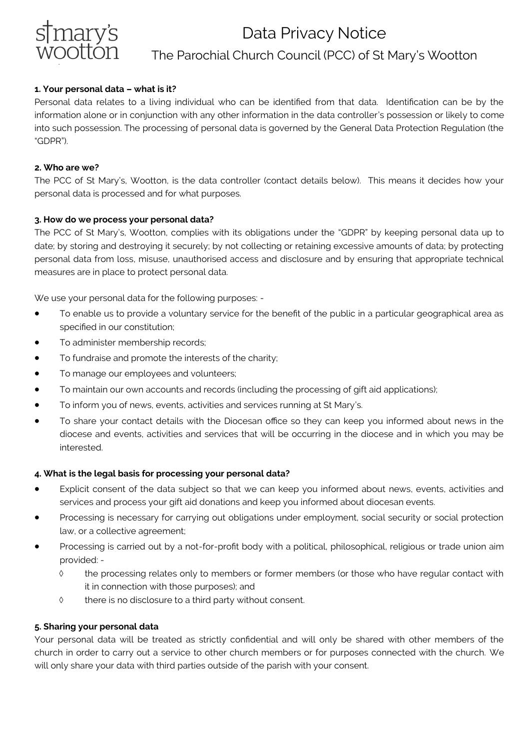st mary's wootton

# Data Privacy Notice

## The Parochial Church Council (PCC) of St Mary's Wootton

**1. Your personal data – what is it?**

Personal data relates to a living individual who can be identified from that data. Identification can be by the information alone or in conjunction with any other information in the data controller's possession or likely to come into such possession. The processing of personal data is governed by the General Data Protection Regulation (the "GDPR").

**2. Who are we?**

The PCC of St Mary's, Wootton, is the data controller (contact details below). This means it decides how your personal data is processed and for what purposes.

**3. How do we process your personal data?**

The PCC of St Mary's, Wootton, complies with its obligations under the "GDPR" by keeping personal data up to date; by storing and destroying it securely; by not collecting or retaining excessive amounts of data; by protecting personal data from loss, misuse, unauthorised access and disclosure and by ensuring that appropriate technical measures are in place to protect personal data.

We use your personal data for the following purposes: -

- To enable us to provide a voluntary service for the benefit of the public in a particular geographical area as specified in our constitution;
- To administer membership records;
- To fundraise and promote the interests of the charity;
- To manage our employees and volunteers;
- To maintain our own accounts and records (including the processing of gift aid applications);
- To inform you of news, events, activities and services running at St Mary's.
- To share your contact details with the Diocesan office so they can keep you informed about news in the diocese and events, activities and services that will be occurring in the diocese and in which you may be interested.

**4. What is the legal basis for processing your personal data?**

- Explicit consent of the data subject so that we can keep you informed about news, events, activities and services and process your gift aid donations and keep you informed about diocesan events.
- Processing is necessary for carrying out obligations under employment, social security or social protection law, or a collective agreement;
- Processing is carried out by a not-for-profit body with a political, philosophical, religious or trade union aim provided: -
    - ◊ the processing relates only to members or former members (or those who have regular contact with it in connection with those purposes); and
    - ◊ there is no disclosure to a third party without consent.

**5. Sharing your personal data**

Your personal data will be treated as strictly confidential and will only be shared with other members of the church in order to carry out a service to other church members or for purposes connected with the church. We will only share your data with third parties outside of the parish with your consent.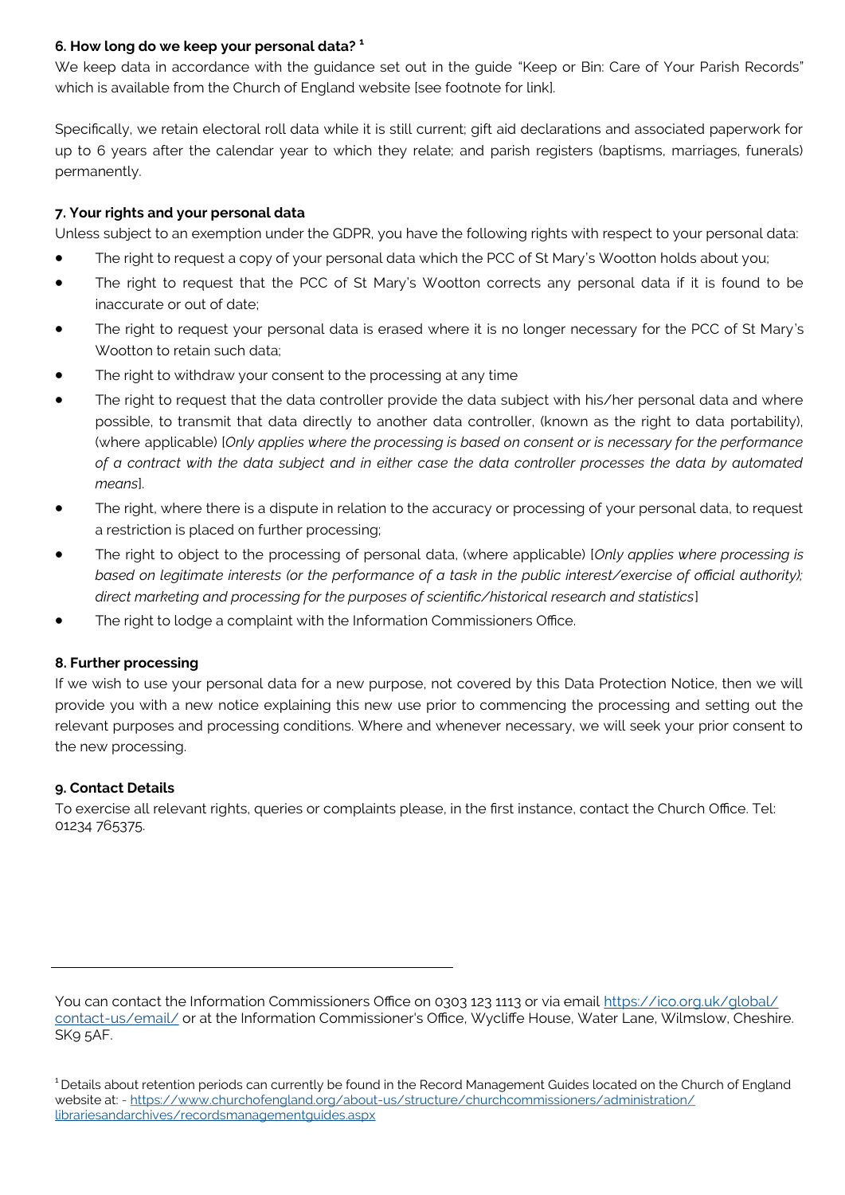## 6. How long do we keep your personal data? [1]

We keep data in accordance with the guidance set out in the guide "Keep or Bin: Care of Your Parish Records" which is available from the Church of England website [see footnote for link].

Specifically, we retain electoral roll data while it is still current; gift aid declarations and associated paperwork for up to 6 years after the calendar year to which they relate; and parish registers (baptisms, marriages, funerals) permanently.

## 7. Your rights and your personal data

Unless subject to an exemption under the GDPR, you have the following rights with respect to your personal data:

- The right to request a copy of your personal data which the PCC of St Mary's Wootton holds about you;
- The right to request that the PCC of St Mary's Wootton corrects any personal data if it is found to be inaccurate or out of date;
- The right to request your personal data is erased where it is no longer necessary for the PCC of St Mary's Wootton to retain such data;
- The right to withdraw your consent to the processing at any time
- The right to request that the data controller provide the data subject with his/her personal data and where possible, to transmit that data directly to another data controller, (known as the right to data portability), (where applicable) [*Only applies where the processing is based on consent or is necessary for the performance of a contract with the data subject and in either case the data controller processes the data by automated means*].
- The right, where there is a dispute in relation to the accuracy or processing of your personal data, to request a restriction is placed on further processing;
- The right to object to the processing of personal data, (where applicable) [*Only applies where processing is based on legitimate interests (or the performance of a task in the public interest/exercise of official authority); direct marketing and processing for the purposes of scientific/historical research and statistics*]
- The right to lodge a complaint with the Information Commissioners Office.

## 8. Further processing

If we wish to use your personal data for a new purpose, not covered by this Data Protection Notice, then we will provide you with a new notice explaining this new use prior to commencing the processing and setting out the relevant purposes and processing conditions. Where and whenever necessary, we will seek your prior consent to the new processing.

## 9. Contact Details

To exercise all relevant rights, queries or complaints please, in the first instance, contact the Church Office. Tel: 01234 765375.

---

You can contact the Information Commissioners Office on 0303 123 1113 or via email https://ico.org.uk/global/contact-us/email/ or at the Information Commissioner's Office, Wycliffe House, Water Lane, Wilmslow, Cheshire. SK9 5AF.

[1] Details about retention periods can currently be found in the Record Management Guides located on the Church of England website at: - https://www.churchofengland.org/about-us/structure/churchcommissioners/administration/librariesandarchives/recordsmanagementguides.aspx